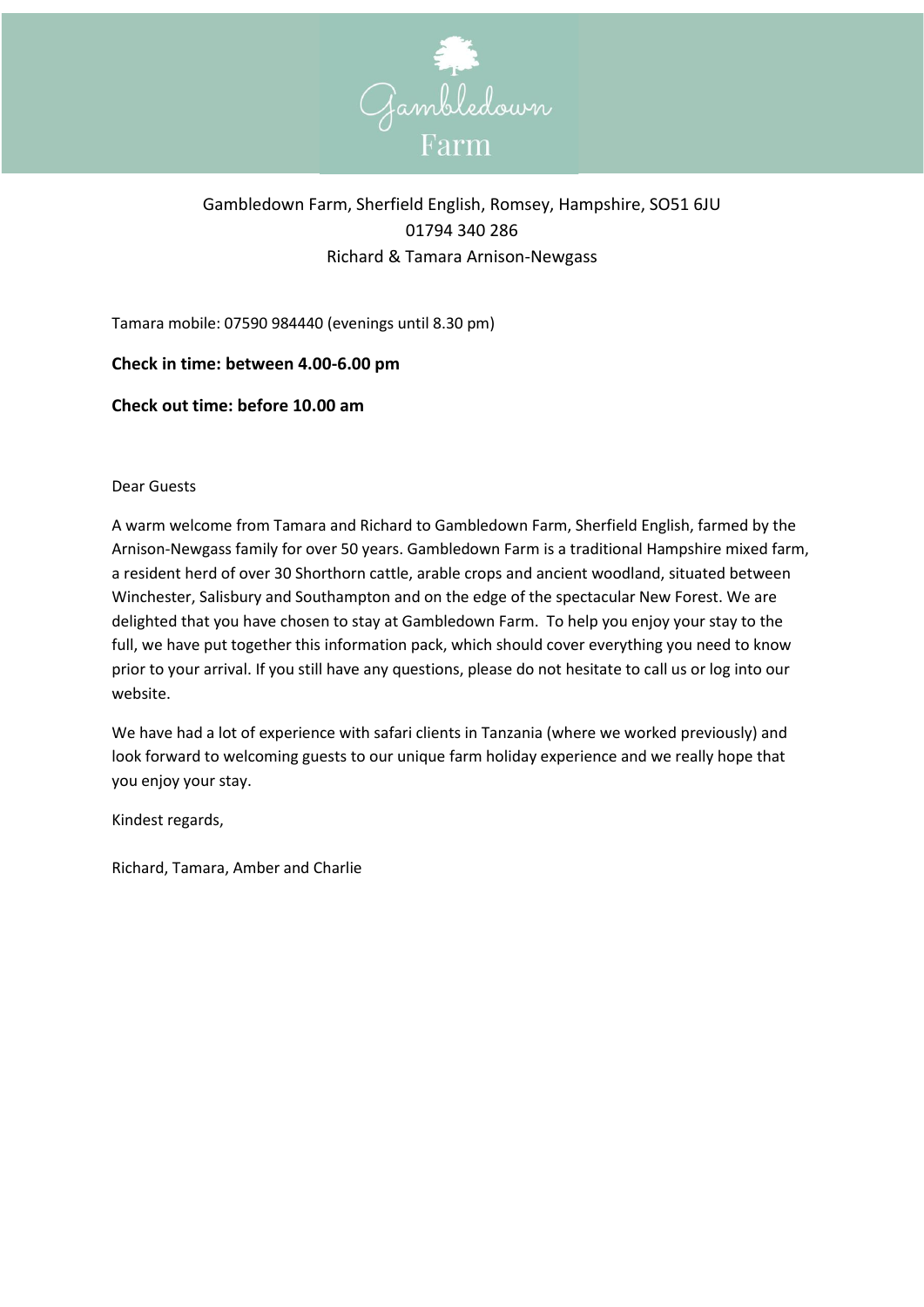# Gambledown Farm

Gambledown Farm, Sherfield English, Romsey, Hampshire, SO51 6JU
01794 340 286
Richard & Tamara Arnison-Newgass

Tamara mobile: 07590 984440 (evenings until 8.30 pm)

**Check in time: between 4.00-6.00 pm**

**Check out time: before 10.00 am**

Dear Guests

A warm welcome from Tamara and Richard to Gambledown Farm, Sherfield English, farmed by the Arnison-Newgass family for over 50 years. Gambledown Farm is a traditional Hampshire mixed farm, a resident herd of over 30 Shorthorn cattle, arable crops and ancient woodland, situated between Winchester, Salisbury and Southampton and on the edge of the spectacular New Forest. We are delighted that you have chosen to stay at Gambledown Farm. To help you enjoy your stay to the full, we have put together this information pack, which should cover everything you need to know prior to your arrival. If you still have any questions, please do not hesitate to call us or log into our website.

We have had a lot of experience with safari clients in Tanzania (where we worked previously) and look forward to welcoming guests to our unique farm holiday experience and we really hope that you enjoy your stay.

Kindest regards,

Richard, Tamara, Amber and Charlie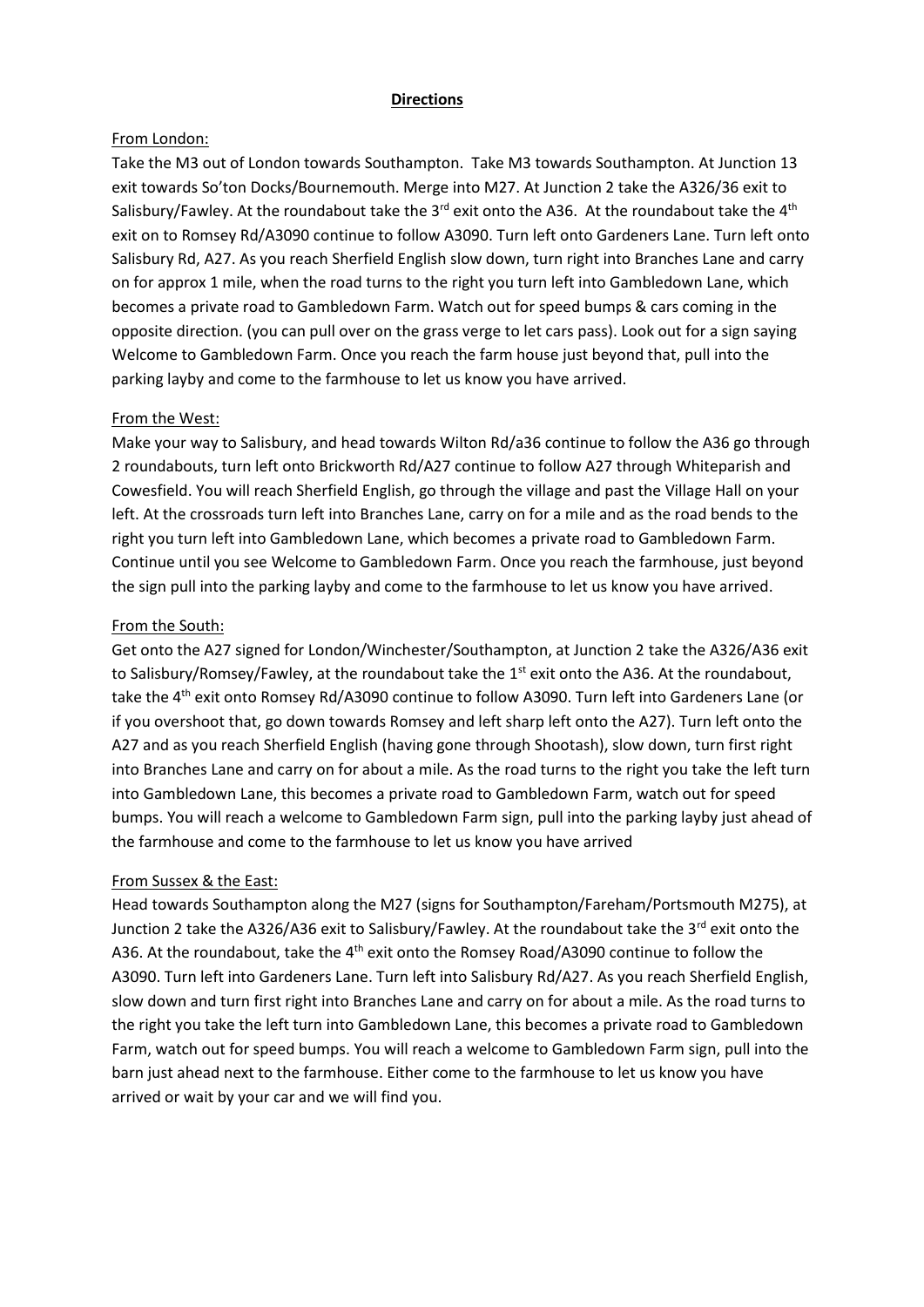# Directions

## From London:

Take the M3 out of London towards Southampton. Take M3 towards Southampton. At Junction 13 exit towards So'ton Docks/Bournemouth. Merge into M27. At Junction 2 take the A326/36 exit to Salisbury/Fawley. At the roundabout take the 3rd exit onto the A36. At the roundabout take the 4th exit on to Romsey Rd/A3090 continue to follow A3090. Turn left onto Gardeners Lane. Turn left onto Salisbury Rd, A27. As you reach Sherfield English slow down, turn right into Branches Lane and carry on for approx 1 mile, when the road turns to the right you turn left into Gambledown Lane, which becomes a private road to Gambledown Farm. Watch out for speed bumps & cars coming in the opposite direction. (you can pull over on the grass verge to let cars pass). Look out for a sign saying Welcome to Gambledown Farm. Once you reach the farm house just beyond that, pull into the parking layby and come to the farmhouse to let us know you have arrived.

## From the West:

Make your way to Salisbury, and head towards Wilton Rd/a36 continue to follow the A36 go through 2 roundabouts, turn left onto Brickworth Rd/A27 continue to follow A27 through Whiteparish and Cowesfield. You will reach Sherfield English, go through the village and past the Village Hall on your left. At the crossroads turn left into Branches Lane, carry on for a mile and as the road bends to the right you turn left into Gambledown Lane, which becomes a private road to Gambledown Farm. Continue until you see Welcome to Gambledown Farm. Once you reach the farmhouse, just beyond the sign pull into the parking layby and come to the farmhouse to let us know you have arrived.

## From the South:

Get onto the A27 signed for London/Winchester/Southampton, at Junction 2 take the A326/A36 exit to Salisbury/Romsey/Fawley, at the roundabout take the 1st exit onto the A36. At the roundabout, take the 4th exit onto Romsey Rd/A3090 continue to follow A3090. Turn left into Gardeners Lane (or if you overshoot that, go down towards Romsey and left sharp left onto the A27). Turn left onto the A27 and as you reach Sherfield English (having gone through Shootash), slow down, turn first right into Branches Lane and carry on for about a mile. As the road turns to the right you take the left turn into Gambledown Lane, this becomes a private road to Gambledown Farm, watch out for speed bumps. You will reach a welcome to Gambledown Farm sign, pull into the parking layby just ahead of the farmhouse and come to the farmhouse to let us know you have arrived

## From Sussex & the East:

Head towards Southampton along the M27 (signs for Southampton/Fareham/Portsmouth M275), at Junction 2 take the A326/A36 exit to Salisbury/Fawley. At the roundabout take the 3rd exit onto the A36. At the roundabout, take the 4th exit onto the Romsey Road/A3090 continue to follow the A3090. Turn left into Gardeners Lane. Turn left into Salisbury Rd/A27. As you reach Sherfield English, slow down and turn first right into Branches Lane and carry on for about a mile. As the road turns to the right you take the left turn into Gambledown Lane, this becomes a private road to Gambledown Farm, watch out for speed bumps. You will reach a welcome to Gambledown Farm sign, pull into the barn just ahead next to the farmhouse. Either come to the farmhouse to let us know you have arrived or wait by your car and we will find you.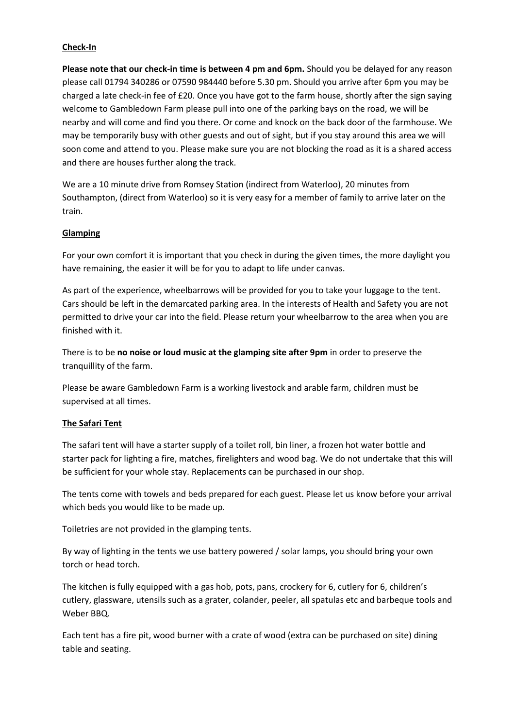## Check-In

**Please note that our check-in time is between 4 pm and 6pm.** Should you be delayed for any reason please call 01794 340286 or 07590 984440 before 5.30 pm. Should you arrive after 6pm you may be charged a late check-in fee of £20. Once you have got to the farm house, shortly after the sign saying welcome to Gambledown Farm please pull into one of the parking bays on the road, we will be nearby and will come and find you there. Or come and knock on the back door of the farmhouse. We may be temporarily busy with other guests and out of sight, but if you stay around this area we will soon come and attend to you. Please make sure you are not blocking the road as it is a shared access and there are houses further along the track.

We are a 10 minute drive from Romsey Station (indirect from Waterloo), 20 minutes from Southampton, (direct from Waterloo) so it is very easy for a member of family to arrive later on the train.

## Glamping

For your own comfort it is important that you check in during the given times, the more daylight you have remaining, the easier it will be for you to adapt to life under canvas.

As part of the experience, wheelbarrows will be provided for you to take your luggage to the tent. Cars should be left in the demarcated parking area. In the interests of Health and Safety you are not permitted to drive your car into the field. Please return your wheelbarrow to the area when you are finished with it.

There is to be **no noise or loud music at the glamping site after 9pm** in order to preserve the tranquillity of the farm.

Please be aware Gambledown Farm is a working livestock and arable farm, children must be supervised at all times.

## The Safari Tent

The safari tent will have a starter supply of a toilet roll, bin liner, a frozen hot water bottle and starter pack for lighting a fire, matches, firelighters and wood bag. We do not undertake that this will be sufficient for your whole stay. Replacements can be purchased in our shop.

The tents come with towels and beds prepared for each guest. Please let us know before your arrival which beds you would like to be made up.

Toiletries are not provided in the glamping tents.

By way of lighting in the tents we use battery powered / solar lamps, you should bring your own torch or head torch.

The kitchen is fully equipped with a gas hob, pots, pans, crockery for 6, cutlery for 6, children's cutlery, glassware, utensils such as a grater, colander, peeler, all spatulas etc and barbeque tools and Weber BBQ.

Each tent has a fire pit, wood burner with a crate of wood (extra can be purchased on site) dining table and seating.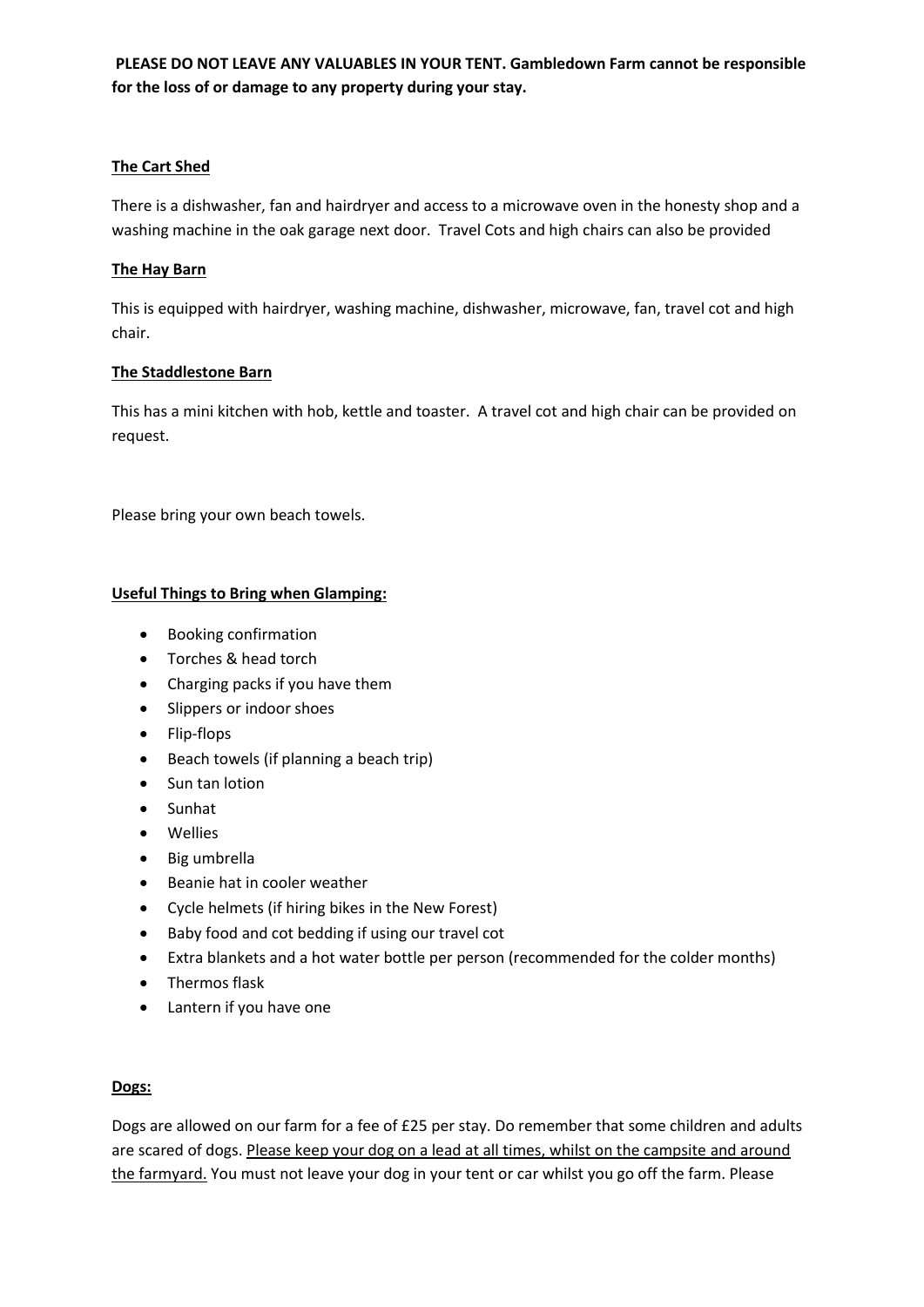**PLEASE DO NOT LEAVE ANY VALUABLES IN YOUR TENT. Gambledown Farm cannot be responsible for the loss of or damage to any property during your stay.**

### The Cart Shed

There is a dishwasher, fan and hairdryer and access to a microwave oven in the honesty shop and a washing machine in the oak garage next door. Travel Cots and high chairs can also be provided

### The Hay Barn

This is equipped with hairdryer, washing machine, dishwasher, microwave, fan, travel cot and high chair.

### The Staddlestone Barn

This has a mini kitchen with hob, kettle and toaster. A travel cot and high chair can be provided on request.

Please bring your own beach towels.

### Useful Things to Bring when Glamping:

- Booking confirmation
- Torches & head torch
- Charging packs if you have them
- Slippers or indoor shoes
- Flip-flops
- Beach towels (if planning a beach trip)
- Sun tan lotion
- Sunhat
- Wellies
- Big umbrella
- Beanie hat in cooler weather
- Cycle helmets (if hiring bikes in the New Forest)
- Baby food and cot bedding if using our travel cot
- Extra blankets and a hot water bottle per person (recommended for the colder months)
- Thermos flask
- Lantern if you have one

### Dogs:

Dogs are allowed on our farm for a fee of £25 per stay. Do remember that some children and adults are scared of dogs. <u>Please keep your dog on a lead at all times, whilst on the campsite and around the farmyard.</u> You must not leave your dog in your tent or car whilst you go off the farm. Please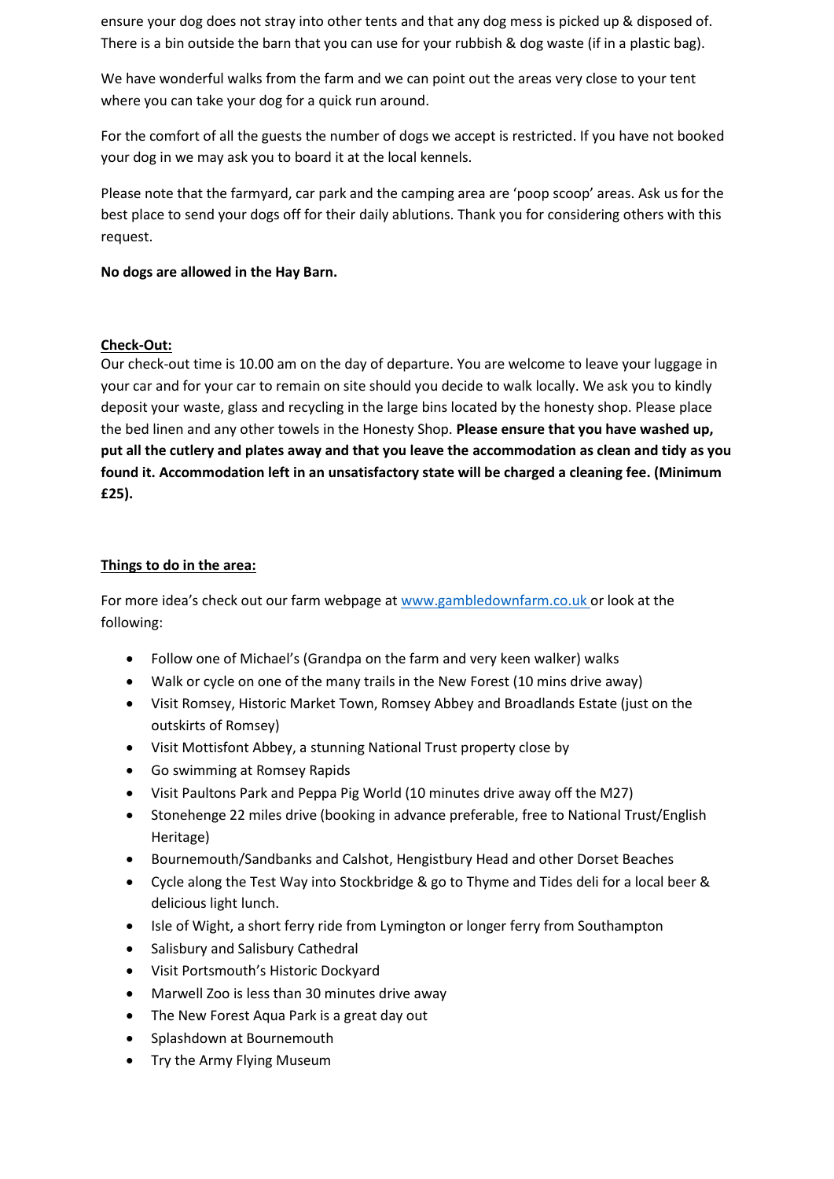ensure your dog does not stray into other tents and that any dog mess is picked up & disposed of. There is a bin outside the barn that you can use for your rubbish & dog waste (if in a plastic bag).

We have wonderful walks from the farm and we can point out the areas very close to your tent where you can take your dog for a quick run around.

For the comfort of all the guests the number of dogs we accept is restricted. If you have not booked your dog in we may ask you to board it at the local kennels.

Please note that the farmyard, car park and the camping area are 'poop scoop' areas. Ask us for the best place to send your dogs off for their daily ablutions. Thank you for considering others with this request.

**No dogs are allowed in the Hay Barn.**

## Check-Out:

Our check-out time is 10.00 am on the day of departure. You are welcome to leave your luggage in your car and for your car to remain on site should you decide to walk locally. We ask you to kindly deposit your waste, glass and recycling in the large bins located by the honesty shop. Please place the bed linen and any other towels in the Honesty Shop. **Please ensure that you have washed up, put all the cutlery and plates away and that you leave the accommodation as clean and tidy as you found it. Accommodation left in an unsatisfactory state will be charged a cleaning fee. (Minimum £25).**

## Things to do in the area:

For more idea's check out our farm webpage at www.gambledownfarm.co.uk or look at the following:

- Follow one of Michael's (Grandpa on the farm and very keen walker) walks
- Walk or cycle on one of the many trails in the New Forest (10 mins drive away)
- Visit Romsey, Historic Market Town, Romsey Abbey and Broadlands Estate (just on the outskirts of Romsey)
- Visit Mottisfont Abbey, a stunning National Trust property close by
- Go swimming at Romsey Rapids
- Visit Paultons Park and Peppa Pig World (10 minutes drive away off the M27)
- Stonehenge 22 miles drive (booking in advance preferable, free to National Trust/English Heritage)
- Bournemouth/Sandbanks and Calshot, Hengistbury Head and other Dorset Beaches
- Cycle along the Test Way into Stockbridge & go to Thyme and Tides deli for a local beer & delicious light lunch.
- Isle of Wight, a short ferry ride from Lymington or longer ferry from Southampton
- Salisbury and Salisbury Cathedral
- Visit Portsmouth's Historic Dockyard
- Marwell Zoo is less than 30 minutes drive away
- The New Forest Aqua Park is a great day out
- Splashdown at Bournemouth
- Try the Army Flying Museum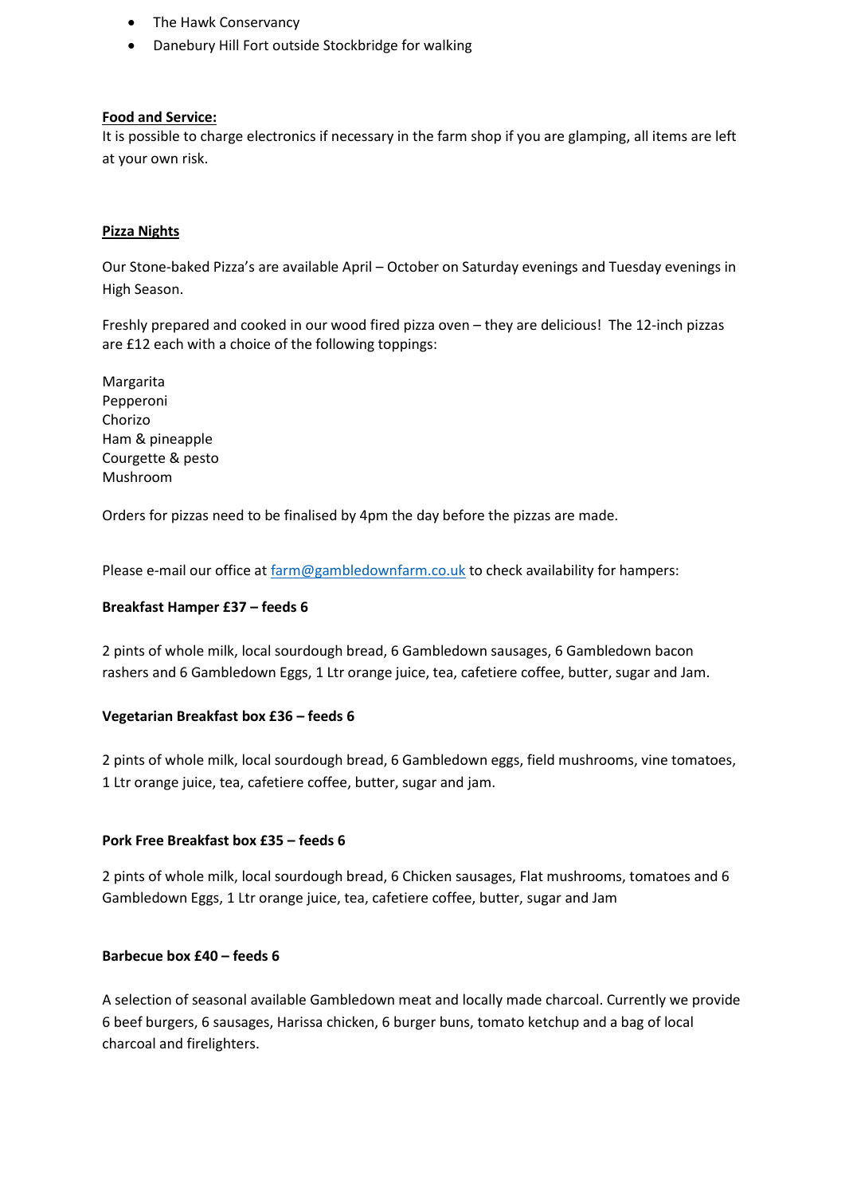- The Hawk Conservancy
- Danebury Hill Fort outside Stockbridge for walking

**Food and Service:**

It is possible to charge electronics if necessary in the farm shop if you are glamping, all items are left at your own risk.

**Pizza Nights**

Our Stone-baked Pizza's are available April – October on Saturday evenings and Tuesday evenings in High Season.

Freshly prepared and cooked in our wood fired pizza oven – they are delicious! The 12-inch pizzas are £12 each with a choice of the following toppings:

Margarita
Pepperoni
Chorizo
Ham & pineapple
Courgette & pesto
Mushroom

Orders for pizzas need to be finalised by 4pm the day before the pizzas are made.

Please e-mail our office at farm@gambledownfarm.co.uk to check availability for hampers:

**Breakfast Hamper £37 – feeds 6**

2 pints of whole milk, local sourdough bread, 6 Gambledown sausages, 6 Gambledown bacon rashers and 6 Gambledown Eggs, 1 Ltr orange juice, tea, cafetiere coffee, butter, sugar and Jam.

**Vegetarian Breakfast box £36 – feeds 6**

2 pints of whole milk, local sourdough bread, 6 Gambledown eggs, field mushrooms, vine tomatoes, 1 Ltr orange juice, tea, cafetiere coffee, butter, sugar and jam.

**Pork Free Breakfast box £35 – feeds 6**

2 pints of whole milk, local sourdough bread, 6 Chicken sausages, Flat mushrooms, tomatoes and 6 Gambledown Eggs, 1 Ltr orange juice, tea, cafetiere coffee, butter, sugar and Jam

**Barbecue box £40 – feeds 6**

A selection of seasonal available Gambledown meat and locally made charcoal. Currently we provide 6 beef burgers, 6 sausages, Harissa chicken, 6 burger buns, tomato ketchup and a bag of local charcoal and firelighters.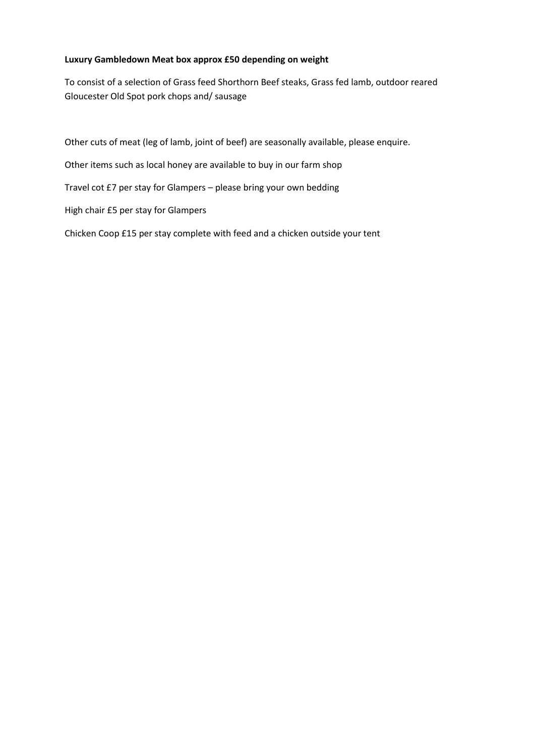**Luxury Gambledown Meat box approx £50 depending on weight**

To consist of a selection of Grass feed Shorthorn Beef steaks, Grass fed lamb, outdoor reared Gloucester Old Spot pork chops and/ sausage

Other cuts of meat (leg of lamb, joint of beef) are seasonally available, please enquire.

Other items such as local honey are available to buy in our farm shop

Travel cot £7 per stay for Glampers – please bring your own bedding

High chair £5 per stay for Glampers

Chicken Coop £15 per stay complete with feed and a chicken outside your tent